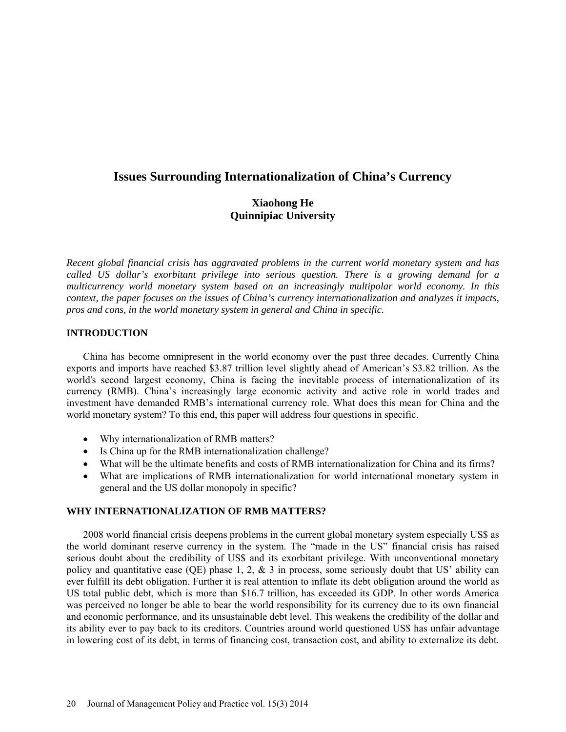# Issues Surrounding Internationalization of China's Currency

**Xiaohong He**
**Quinnipiac University**

*Recent global financial crisis has aggravated problems in the current world monetary system and has called US dollar's exorbitant privilege into serious question. There is a growing demand for a multicurrency world monetary system based on an increasingly multipolar world economy. In this context, the paper focuses on the issues of China's currency internationalization and analyzes it impacts, pros and cons, in the world monetary system in general and China in specific.*

## INTRODUCTION

China has become omnipresent in the world economy over the past three decades. Currently China exports and imports have reached $3.87 trillion level slightly ahead of American's $3.82 trillion. As the world's second largest economy, China is facing the inevitable process of internationalization of its currency (RMB). China's increasingly large economic activity and active role in world trades and investment have demanded RMB's international currency role. What does this mean for China and the world monetary system? To this end, this paper will address four questions in specific.

- Why internationalization of RMB matters?
- Is China up for the RMB internationalization challenge?
- What will be the ultimate benefits and costs of RMB internationalization for China and its firms?
- What are implications of RMB internationalization for world international monetary system in general and the US dollar monopoly in specific?

## WHY INTERNATIONALIZATION OF RMB MATTERS?

2008 world financial crisis deepens problems in the current global monetary system especially US$ as the world dominant reserve currency in the system. The "made in the US" financial crisis has raised serious doubt about the credibility of US$ and its exorbitant privilege. With unconventional monetary policy and quantitative ease (QE) phase 1, 2, & 3 in process, some seriously doubt that US' ability can ever fulfill its debt obligation. Further it is real attention to inflate its debt obligation around the world as US total public debt, which is more than $16.7 trillion, has exceeded its GDP. In other words America was perceived no longer be able to bear the world responsibility for its currency due to its own financial and economic performance, and its unsustainable debt level. This weakens the credibility of the dollar and its ability ever to pay back to its creditors. Countries around world questioned US$ has unfair advantage in lowering cost of its debt, in terms of financing cost, transaction cost, and ability to externalize its debt.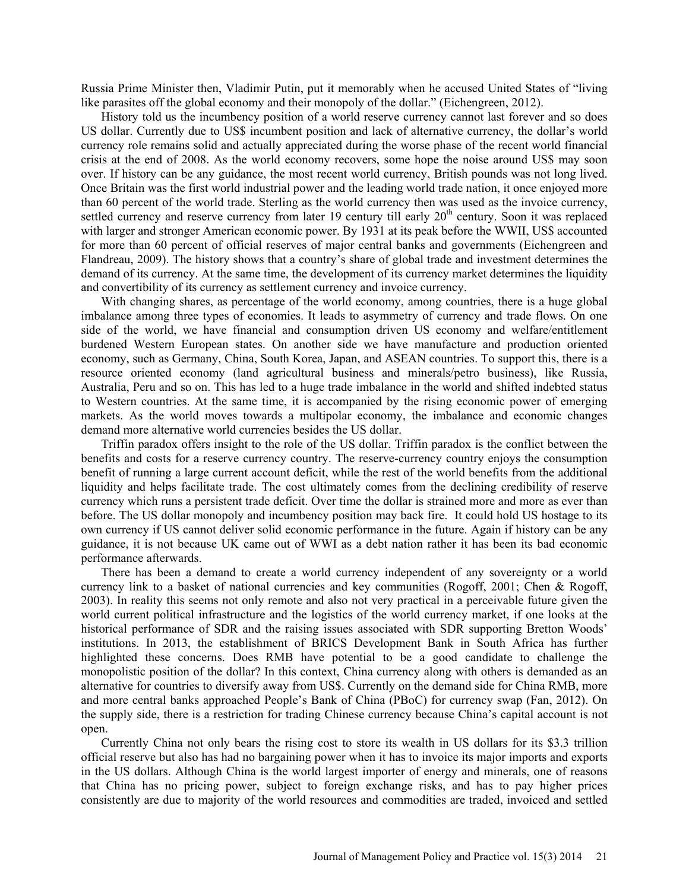Russia Prime Minister then, Vladimir Putin, put it memorably when he accused United States of "living like parasites off the global economy and their monopoly of the dollar." (Eichengreen, 2012).

History told us the incumbency position of a world reserve currency cannot last forever and so does US dollar. Currently due to US$ incumbent position and lack of alternative currency, the dollar's world currency role remains solid and actually appreciated during the worse phase of the recent world financial crisis at the end of 2008. As the world economy recovers, some hope the noise around US$ may soon over. If history can be any guidance, the most recent world currency, British pounds was not long lived. Once Britain was the first world industrial power and the leading world trade nation, it once enjoyed more than 60 percent of the world trade. Sterling as the world currency then was used as the invoice currency, settled currency and reserve currency from later 19 century till early 20th century. Soon it was replaced with larger and stronger American economic power. By 1931 at its peak before the WWII, US$ accounted for more than 60 percent of official reserves of major central banks and governments (Eichengreen and Flandreau, 2009). The history shows that a country's share of global trade and investment determines the demand of its currency. At the same time, the development of its currency market determines the liquidity and convertibility of its currency as settlement currency and invoice currency.

With changing shares, as percentage of the world economy, among countries, there is a huge global imbalance among three types of economies. It leads to asymmetry of currency and trade flows. On one side of the world, we have financial and consumption driven US economy and welfare/entitlement burdened Western European states. On another side we have manufacture and production oriented economy, such as Germany, China, South Korea, Japan, and ASEAN countries. To support this, there is a resource oriented economy (land agricultural business and minerals/petro business), like Russia, Australia, Peru and so on. This has led to a huge trade imbalance in the world and shifted indebted status to Western countries. At the same time, it is accompanied by the rising economic power of emerging markets. As the world moves towards a multipolar economy, the imbalance and economic changes demand more alternative world currencies besides the US dollar.

Triffin paradox offers insight to the role of the US dollar. Triffin paradox is the conflict between the benefits and costs for a reserve currency country. The reserve-currency country enjoys the consumption benefit of running a large current account deficit, while the rest of the world benefits from the additional liquidity and helps facilitate trade. The cost ultimately comes from the declining credibility of reserve currency which runs a persistent trade deficit. Over time the dollar is strained more and more as ever than before. The US dollar monopoly and incumbency position may back fire. It could hold US hostage to its own currency if US cannot deliver solid economic performance in the future. Again if history can be any guidance, it is not because UK came out of WWI as a debt nation rather it has been its bad economic performance afterwards.

There has been a demand to create a world currency independent of any sovereignty or a world currency link to a basket of national currencies and key communities (Rogoff, 2001; Chen & Rogoff, 2003). In reality this seems not only remote and also not very practical in a perceivable future given the world current political infrastructure and the logistics of the world currency market, if one looks at the historical performance of SDR and the raising issues associated with SDR supporting Bretton Woods' institutions. In 2013, the establishment of BRICS Development Bank in South Africa has further highlighted these concerns. Does RMB have potential to be a good candidate to challenge the monopolistic position of the dollar? In this context, China currency along with others is demanded as an alternative for countries to diversify away from US$. Currently on the demand side for China RMB, more and more central banks approached People's Bank of China (PBoC) for currency swap (Fan, 2012). On the supply side, there is a restriction for trading Chinese currency because China's capital account is not open.

Currently China not only bears the rising cost to store its wealth in US dollars for its $3.3 trillion official reserve but also has had no bargaining power when it has to invoice its major imports and exports in the US dollars. Although China is the world largest importer of energy and minerals, one of reasons that China has no pricing power, subject to foreign exchange risks, and has to pay higher prices consistently are due to majority of the world resources and commodities are traded, invoiced and settled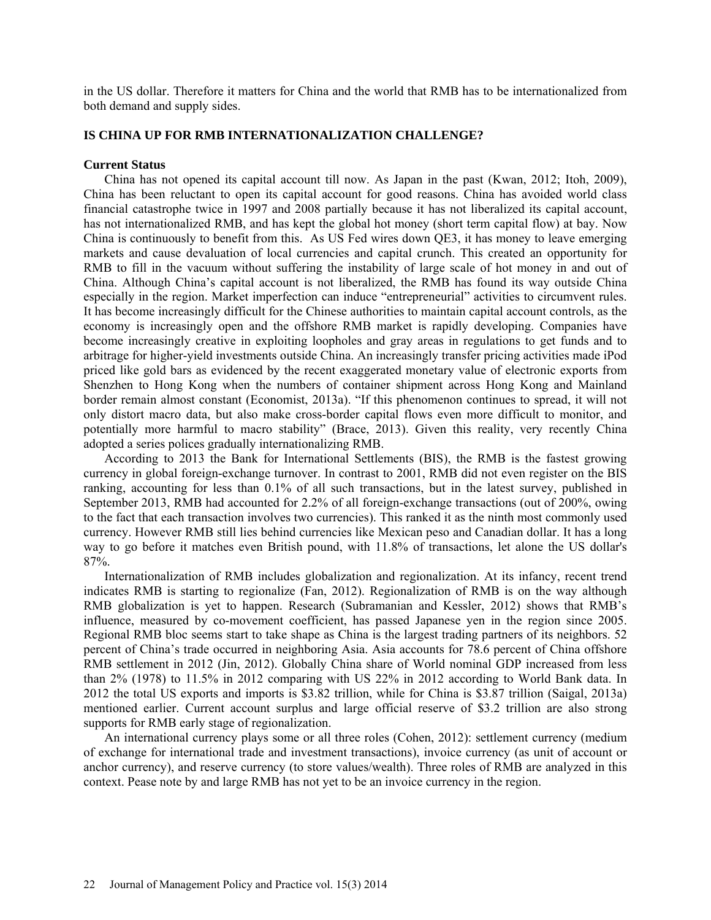in the US dollar. Therefore it matters for China and the world that RMB has to be internationalized from both demand and supply sides.

## IS CHINA UP FOR RMB INTERNATIONALIZATION CHALLENGE?

### Current Status

China has not opened its capital account till now. As Japan in the past (Kwan, 2012; Itoh, 2009), China has been reluctant to open its capital account for good reasons. China has avoided world class financial catastrophe twice in 1997 and 2008 partially because it has not liberalized its capital account, has not internationalized RMB, and has kept the global hot money (short term capital flow) at bay. Now China is continuously to benefit from this. As US Fed wires down QE3, it has money to leave emerging markets and cause devaluation of local currencies and capital crunch. This created an opportunity for RMB to fill in the vacuum without suffering the instability of large scale of hot money in and out of China. Although China's capital account is not liberalized, the RMB has found its way outside China especially in the region. Market imperfection can induce "entrepreneurial" activities to circumvent rules. It has become increasingly difficult for the Chinese authorities to maintain capital account controls, as the economy is increasingly open and the offshore RMB market is rapidly developing. Companies have become increasingly creative in exploiting loopholes and gray areas in regulations to get funds and to arbitrage for higher-yield investments outside China. An increasingly transfer pricing activities made iPod priced like gold bars as evidenced by the recent exaggerated monetary value of electronic exports from Shenzhen to Hong Kong when the numbers of container shipment across Hong Kong and Mainland border remain almost constant (Economist, 2013a). "If this phenomenon continues to spread, it will not only distort macro data, but also make cross-border capital flows even more difficult to monitor, and potentially more harmful to macro stability" (Brace, 2013). Given this reality, very recently China adopted a series polices gradually internationalizing RMB.

According to 2013 the Bank for International Settlements (BIS), the RMB is the fastest growing currency in global foreign-exchange turnover. In contrast to 2001, RMB did not even register on the BIS ranking, accounting for less than 0.1% of all such transactions, but in the latest survey, published in September 2013, RMB had accounted for 2.2% of all foreign-exchange transactions (out of 200%, owing to the fact that each transaction involves two currencies). This ranked it as the ninth most commonly used currency. However RMB still lies behind currencies like Mexican peso and Canadian dollar. It has a long way to go before it matches even British pound, with 11.8% of transactions, let alone the US dollar's 87%.

Internationalization of RMB includes globalization and regionalization. At its infancy, recent trend indicates RMB is starting to regionalize (Fan, 2012). Regionalization of RMB is on the way although RMB globalization is yet to happen. Research (Subramanian and Kessler, 2012) shows that RMB's influence, measured by co-movement coefficient, has passed Japanese yen in the region since 2005. Regional RMB bloc seems start to take shape as China is the largest trading partners of its neighbors. 52 percent of China's trade occurred in neighboring Asia. Asia accounts for 78.6 percent of China offshore RMB settlement in 2012 (Jin, 2012). Globally China share of World nominal GDP increased from less than 2% (1978) to 11.5% in 2012 comparing with US 22% in 2012 according to World Bank data. In 2012 the total US exports and imports is $3.82 trillion, while for China is $3.87 trillion (Saigal, 2013a) mentioned earlier. Current account surplus and large official reserve of $3.2 trillion are also strong supports for RMB early stage of regionalization.

An international currency plays some or all three roles (Cohen, 2012): settlement currency (medium of exchange for international trade and investment transactions), invoice currency (as unit of account or anchor currency), and reserve currency (to store values/wealth). Three roles of RMB are analyzed in this context. Pease note by and large RMB has not yet to be an invoice currency in the region.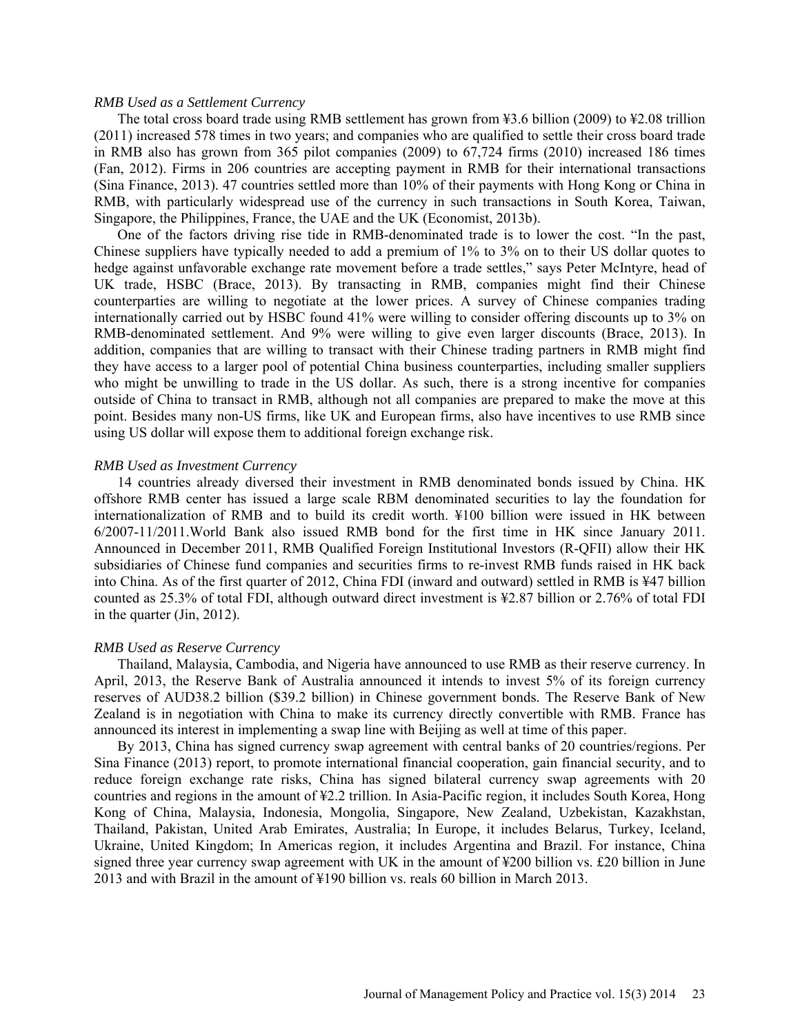*RMB Used as a Settlement Currency*

The total cross board trade using RMB settlement has grown from ¥3.6 billion (2009) to ¥2.08 trillion (2011) increased 578 times in two years; and companies who are qualified to settle their cross board trade in RMB also has grown from 365 pilot companies (2009) to 67,724 firms (2010) increased 186 times (Fan, 2012). Firms in 206 countries are accepting payment in RMB for their international transactions (Sina Finance, 2013). 47 countries settled more than 10% of their payments with Hong Kong or China in RMB, with particularly widespread use of the currency in such transactions in South Korea, Taiwan, Singapore, the Philippines, France, the UAE and the UK (Economist, 2013b).

One of the factors driving rise tide in RMB-denominated trade is to lower the cost. "In the past, Chinese suppliers have typically needed to add a premium of 1% to 3% on to their US dollar quotes to hedge against unfavorable exchange rate movement before a trade settles," says Peter McIntyre, head of UK trade, HSBC (Brace, 2013). By transacting in RMB, companies might find their Chinese counterparties are willing to negotiate at the lower prices. A survey of Chinese companies trading internationally carried out by HSBC found 41% were willing to consider offering discounts up to 3% on RMB-denominated settlement. And 9% were willing to give even larger discounts (Brace, 2013). In addition, companies that are willing to transact with their Chinese trading partners in RMB might find they have access to a larger pool of potential China business counterparties, including smaller suppliers who might be unwilling to trade in the US dollar. As such, there is a strong incentive for companies outside of China to transact in RMB, although not all companies are prepared to make the move at this point. Besides many non-US firms, like UK and European firms, also have incentives to use RMB since using US dollar will expose them to additional foreign exchange risk.

*RMB Used as Investment Currency*

14 countries already diversed their investment in RMB denominated bonds issued by China. HK offshore RMB center has issued a large scale RBM denominated securities to lay the foundation for internationalization of RMB and to build its credit worth. ¥100 billion were issued in HK between 6/2007-11/2011.World Bank also issued RMB bond for the first time in HK since January 2011. Announced in December 2011, RMB Qualified Foreign Institutional Investors (R-QFII) allow their HK subsidiaries of Chinese fund companies and securities firms to re-invest RMB funds raised in HK back into China. As of the first quarter of 2012, China FDI (inward and outward) settled in RMB is ¥47 billion counted as 25.3% of total FDI, although outward direct investment is ¥2.87 billion or 2.76% of total FDI in the quarter (Jin, 2012).

*RMB Used as Reserve Currency*

Thailand, Malaysia, Cambodia, and Nigeria have announced to use RMB as their reserve currency. In April, 2013, the Reserve Bank of Australia announced it intends to invest 5% of its foreign currency reserves of AUD38.2 billion ($39.2 billion) in Chinese government bonds. The Reserve Bank of New Zealand is in negotiation with China to make its currency directly convertible with RMB. France has announced its interest in implementing a swap line with Beijing as well at time of this paper.

By 2013, China has signed currency swap agreement with central banks of 20 countries/regions. Per Sina Finance (2013) report, to promote international financial cooperation, gain financial security, and to reduce foreign exchange rate risks, China has signed bilateral currency swap agreements with 20 countries and regions in the amount of ¥2.2 trillion. In Asia-Pacific region, it includes South Korea, Hong Kong of China, Malaysia, Indonesia, Mongolia, Singapore, New Zealand, Uzbekistan, Kazakhstan, Thailand, Pakistan, United Arab Emirates, Australia; In Europe, it includes Belarus, Turkey, Iceland, Ukraine, United Kingdom; In Americas region, it includes Argentina and Brazil. For instance, China signed three year currency swap agreement with UK in the amount of ¥200 billion vs. £20 billion in June 2013 and with Brazil in the amount of ¥190 billion vs. reals 60 billion in March 2013.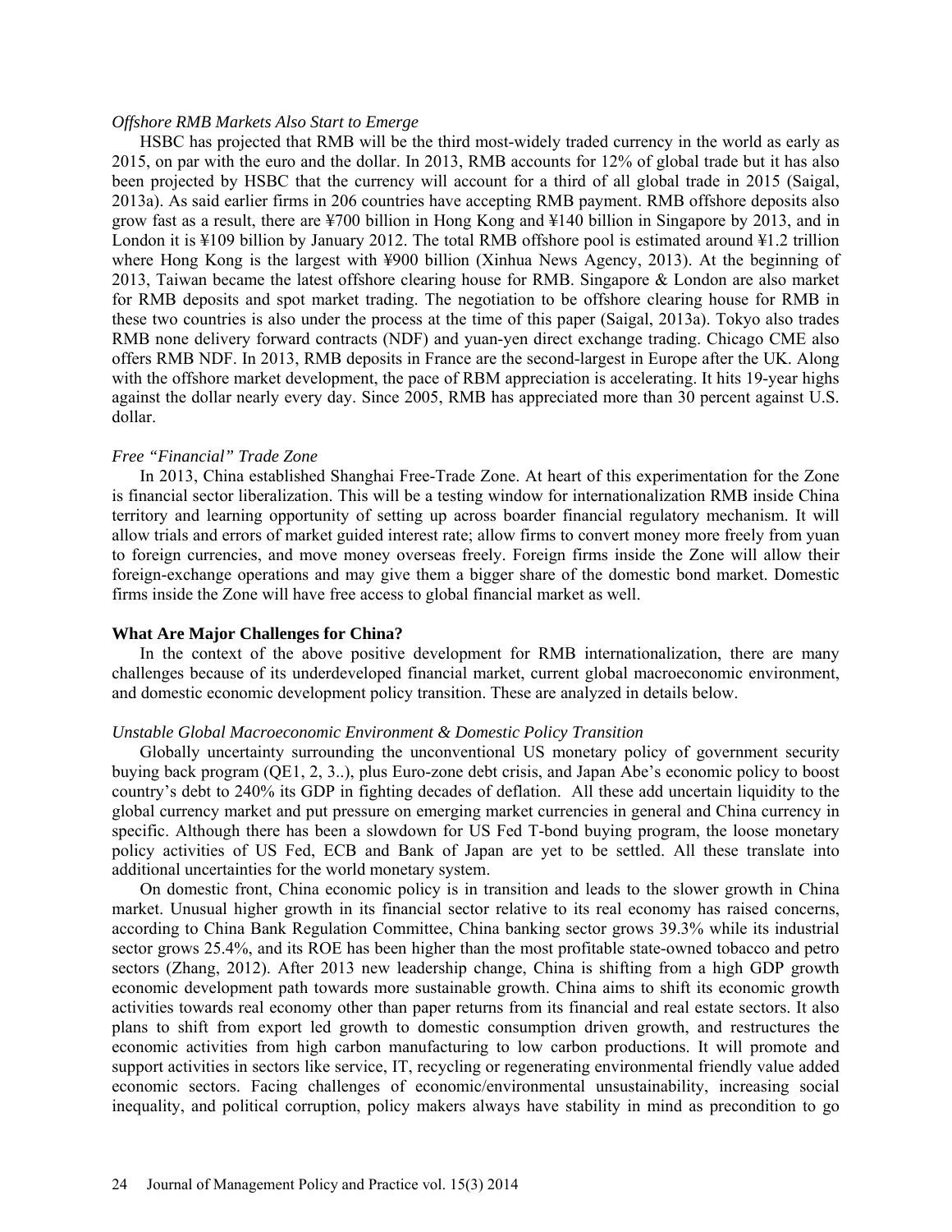*Offshore RMB Markets Also Start to Emerge*

HSBC has projected that RMB will be the third most-widely traded currency in the world as early as 2015, on par with the euro and the dollar. In 2013, RMB accounts for 12% of global trade but it has also been projected by HSBC that the currency will account for a third of all global trade in 2015 (Saigal, 2013a). As said earlier firms in 206 countries have accepting RMB payment. RMB offshore deposits also grow fast as a result, there are ¥700 billion in Hong Kong and ¥140 billion in Singapore by 2013, and in London it is ¥109 billion by January 2012. The total RMB offshore pool is estimated around ¥1.2 trillion where Hong Kong is the largest with ¥900 billion (Xinhua News Agency, 2013). At the beginning of 2013, Taiwan became the latest offshore clearing house for RMB. Singapore & London are also market for RMB deposits and spot market trading. The negotiation to be offshore clearing house for RMB in these two countries is also under the process at the time of this paper (Saigal, 2013a). Tokyo also trades RMB none delivery forward contracts (NDF) and yuan-yen direct exchange trading. Chicago CME also offers RMB NDF. In 2013, RMB deposits in France are the second-largest in Europe after the UK. Along with the offshore market development, the pace of RBM appreciation is accelerating. It hits 19-year highs against the dollar nearly every day. Since 2005, RMB has appreciated more than 30 percent against U.S. dollar.

*Free "Financial" Trade Zone*

In 2013, China established Shanghai Free-Trade Zone. At heart of this experimentation for the Zone is financial sector liberalization. This will be a testing window for internationalization RMB inside China territory and learning opportunity of setting up across boarder financial regulatory mechanism. It will allow trials and errors of market guided interest rate; allow firms to convert money more freely from yuan to foreign currencies, and move money overseas freely. Foreign firms inside the Zone will allow their foreign-exchange operations and may give them a bigger share of the domestic bond market. Domestic firms inside the Zone will have free access to global financial market as well.

**What Are Major Challenges for China?**

In the context of the above positive development for RMB internationalization, there are many challenges because of its underdeveloped financial market, current global macroeconomic environment, and domestic economic development policy transition. These are analyzed in details below.

*Unstable Global Macroeconomic Environment & Domestic Policy Transition*

Globally uncertainty surrounding the unconventional US monetary policy of government security buying back program (QE1, 2, 3..), plus Euro-zone debt crisis, and Japan Abe's economic policy to boost country's debt to 240% its GDP in fighting decades of deflation. All these add uncertain liquidity to the global currency market and put pressure on emerging market currencies in general and China currency in specific. Although there has been a slowdown for US Fed T-bond buying program, the loose monetary policy activities of US Fed, ECB and Bank of Japan are yet to be settled. All these translate into additional uncertainties for the world monetary system.

On domestic front, China economic policy is in transition and leads to the slower growth in China market. Unusual higher growth in its financial sector relative to its real economy has raised concerns, according to China Bank Regulation Committee, China banking sector grows 39.3% while its industrial sector grows 25.4%, and its ROE has been higher than the most profitable state-owned tobacco and petro sectors (Zhang, 2012). After 2013 new leadership change, China is shifting from a high GDP growth economic development path towards more sustainable growth. China aims to shift its economic growth activities towards real economy other than paper returns from its financial and real estate sectors. It also plans to shift from export led growth to domestic consumption driven growth, and restructures the economic activities from high carbon manufacturing to low carbon productions. It will promote and support activities in sectors like service, IT, recycling or regenerating environmental friendly value added economic sectors. Facing challenges of economic/environmental unsustainability, increasing social inequality, and political corruption, policy makers always have stability in mind as precondition to go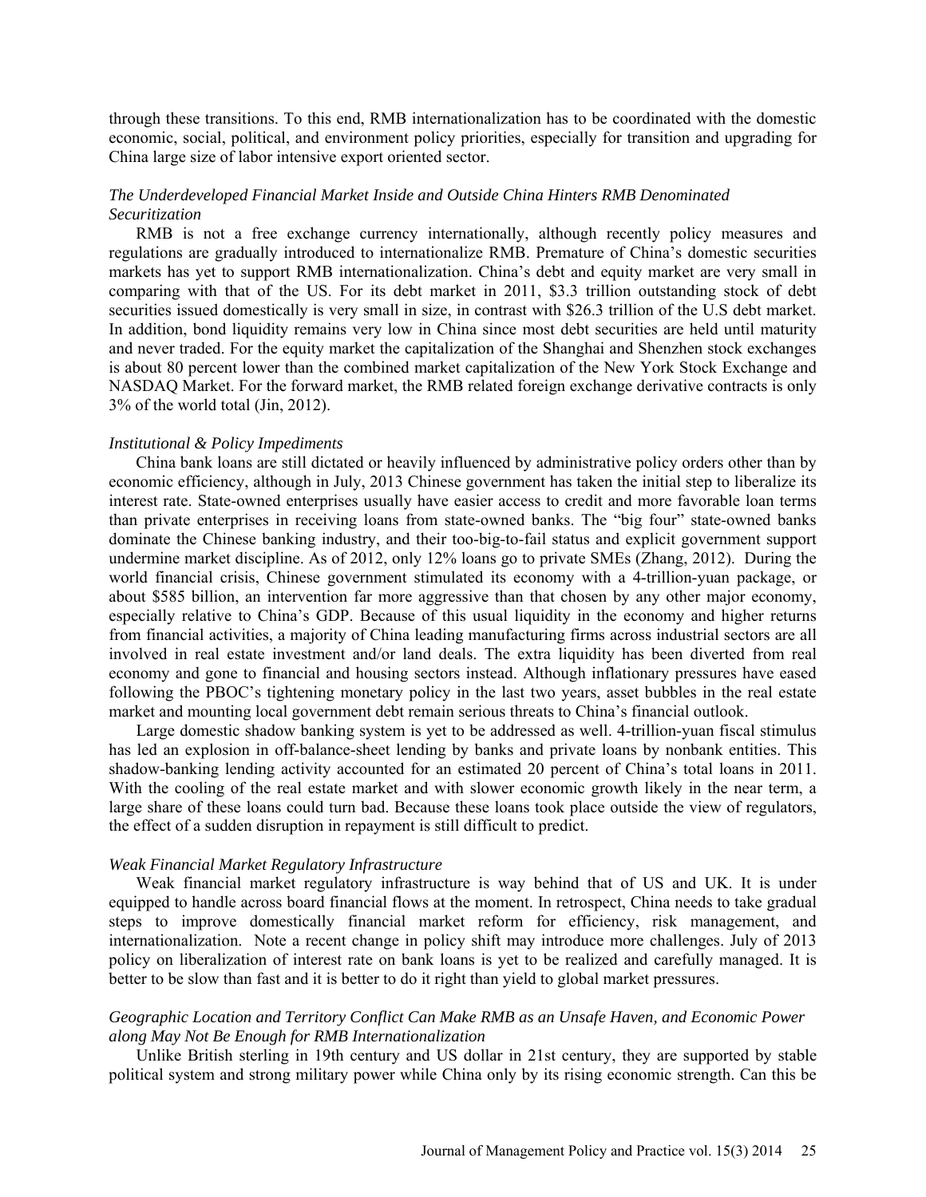through these transitions. To this end, RMB internationalization has to be coordinated with the domestic economic, social, political, and environment policy priorities, especially for transition and upgrading for China large size of labor intensive export oriented sector.

*The Underdeveloped Financial Market Inside and Outside China Hinters RMB Denominated Securitization*

RMB is not a free exchange currency internationally, although recently policy measures and regulations are gradually introduced to internationalize RMB. Premature of China's domestic securities markets has yet to support RMB internationalization. China's debt and equity market are very small in comparing with that of the US. For its debt market in 2011, $3.3 trillion outstanding stock of debt securities issued domestically is very small in size, in contrast with $26.3 trillion of the U.S debt market. In addition, bond liquidity remains very low in China since most debt securities are held until maturity and never traded. For the equity market the capitalization of the Shanghai and Shenzhen stock exchanges is about 80 percent lower than the combined market capitalization of the New York Stock Exchange and NASDAQ Market. For the forward market, the RMB related foreign exchange derivative contracts is only 3% of the world total (Jin, 2012).

*Institutional & Policy Impediments*

China bank loans are still dictated or heavily influenced by administrative policy orders other than by economic efficiency, although in July, 2013 Chinese government has taken the initial step to liberalize its interest rate. State-owned enterprises usually have easier access to credit and more favorable loan terms than private enterprises in receiving loans from state-owned banks. The "big four" state-owned banks dominate the Chinese banking industry, and their too-big-to-fail status and explicit government support undermine market discipline. As of 2012, only 12% loans go to private SMEs (Zhang, 2012). During the world financial crisis, Chinese government stimulated its economy with a 4-trillion-yuan package, or about $585 billion, an intervention far more aggressive than that chosen by any other major economy, especially relative to China's GDP. Because of this usual liquidity in the economy and higher returns from financial activities, a majority of China leading manufacturing firms across industrial sectors are all involved in real estate investment and/or land deals. The extra liquidity has been diverted from real economy and gone to financial and housing sectors instead. Although inflationary pressures have eased following the PBOC's tightening monetary policy in the last two years, asset bubbles in the real estate market and mounting local government debt remain serious threats to China's financial outlook.

Large domestic shadow banking system is yet to be addressed as well. 4-trillion-yuan fiscal stimulus has led an explosion in off-balance-sheet lending by banks and private loans by nonbank entities. This shadow-banking lending activity accounted for an estimated 20 percent of China's total loans in 2011. With the cooling of the real estate market and with slower economic growth likely in the near term, a large share of these loans could turn bad. Because these loans took place outside the view of regulators, the effect of a sudden disruption in repayment is still difficult to predict.

*Weak Financial Market Regulatory Infrastructure*

Weak financial market regulatory infrastructure is way behind that of US and UK. It is under equipped to handle across board financial flows at the moment. In retrospect, China needs to take gradual steps to improve domestically financial market reform for efficiency, risk management, and internationalization. Note a recent change in policy shift may introduce more challenges. July of 2013 policy on liberalization of interest rate on bank loans is yet to be realized and carefully managed. It is better to be slow than fast and it is better to do it right than yield to global market pressures.

*Geographic Location and Territory Conflict Can Make RMB as an Unsafe Haven, and Economic Power along May Not Be Enough for RMB Internationalization*

Unlike British sterling in 19th century and US dollar in 21st century, they are supported by stable political system and strong military power while China only by its rising economic strength. Can this be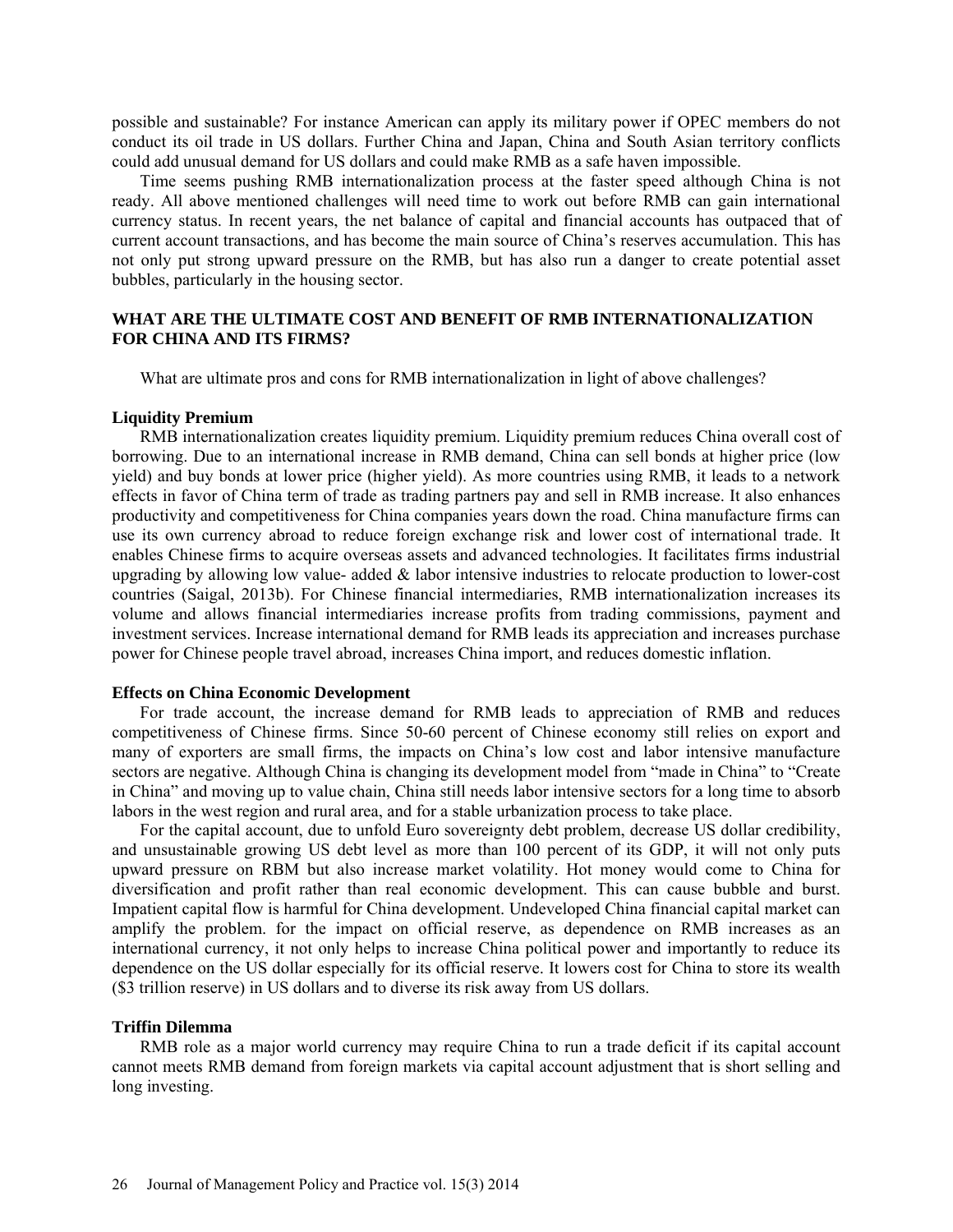possible and sustainable? For instance American can apply its military power if OPEC members do not conduct its oil trade in US dollars. Further China and Japan, China and South Asian territory conflicts could add unusual demand for US dollars and could make RMB as a safe haven impossible.

Time seems pushing RMB internationalization process at the faster speed although China is not ready. All above mentioned challenges will need time to work out before RMB can gain international currency status. In recent years, the net balance of capital and financial accounts has outpaced that of current account transactions, and has become the main source of China's reserves accumulation. This has not only put strong upward pressure on the RMB, but has also run a danger to create potential asset bubbles, particularly in the housing sector.

## WHAT ARE THE ULTIMATE COST AND BENEFIT OF RMB INTERNATIONALIZATION FOR CHINA AND ITS FIRMS?

What are ultimate pros and cons for RMB internationalization in light of above challenges?

### Liquidity Premium

RMB internationalization creates liquidity premium. Liquidity premium reduces China overall cost of borrowing. Due to an international increase in RMB demand, China can sell bonds at higher price (low yield) and buy bonds at lower price (higher yield). As more countries using RMB, it leads to a network effects in favor of China term of trade as trading partners pay and sell in RMB increase. It also enhances productivity and competitiveness for China companies years down the road. China manufacture firms can use its own currency abroad to reduce foreign exchange risk and lower cost of international trade. It enables Chinese firms to acquire overseas assets and advanced technologies. It facilitates firms industrial upgrading by allowing low value- added & labor intensive industries to relocate production to lower-cost countries (Saigal, 2013b). For Chinese financial intermediaries, RMB internationalization increases its volume and allows financial intermediaries increase profits from trading commissions, payment and investment services. Increase international demand for RMB leads its appreciation and increases purchase power for Chinese people travel abroad, increases China import, and reduces domestic inflation.

### Effects on China Economic Development

For trade account, the increase demand for RMB leads to appreciation of RMB and reduces competitiveness of Chinese firms. Since 50-60 percent of Chinese economy still relies on export and many of exporters are small firms, the impacts on China's low cost and labor intensive manufacture sectors are negative. Although China is changing its development model from "made in China" to "Create in China" and moving up to value chain, China still needs labor intensive sectors for a long time to absorb labors in the west region and rural area, and for a stable urbanization process to take place.

For the capital account, due to unfold Euro sovereignty debt problem, decrease US dollar credibility, and unsustainable growing US debt level as more than 100 percent of its GDP, it will not only puts upward pressure on RBM but also increase market volatility. Hot money would come to China for diversification and profit rather than real economic development. This can cause bubble and burst. Impatient capital flow is harmful for China development. Undeveloped China financial capital market can amplify the problem. for the impact on official reserve, as dependence on RMB increases as an international currency, it not only helps to increase China political power and importantly to reduce its dependence on the US dollar especially for its official reserve. It lowers cost for China to store its wealth ($3 trillion reserve) in US dollars and to diverse its risk away from US dollars.

### Triffin Dilemma

RMB role as a major world currency may require China to run a trade deficit if its capital account cannot meets RMB demand from foreign markets via capital account adjustment that is short selling and long investing.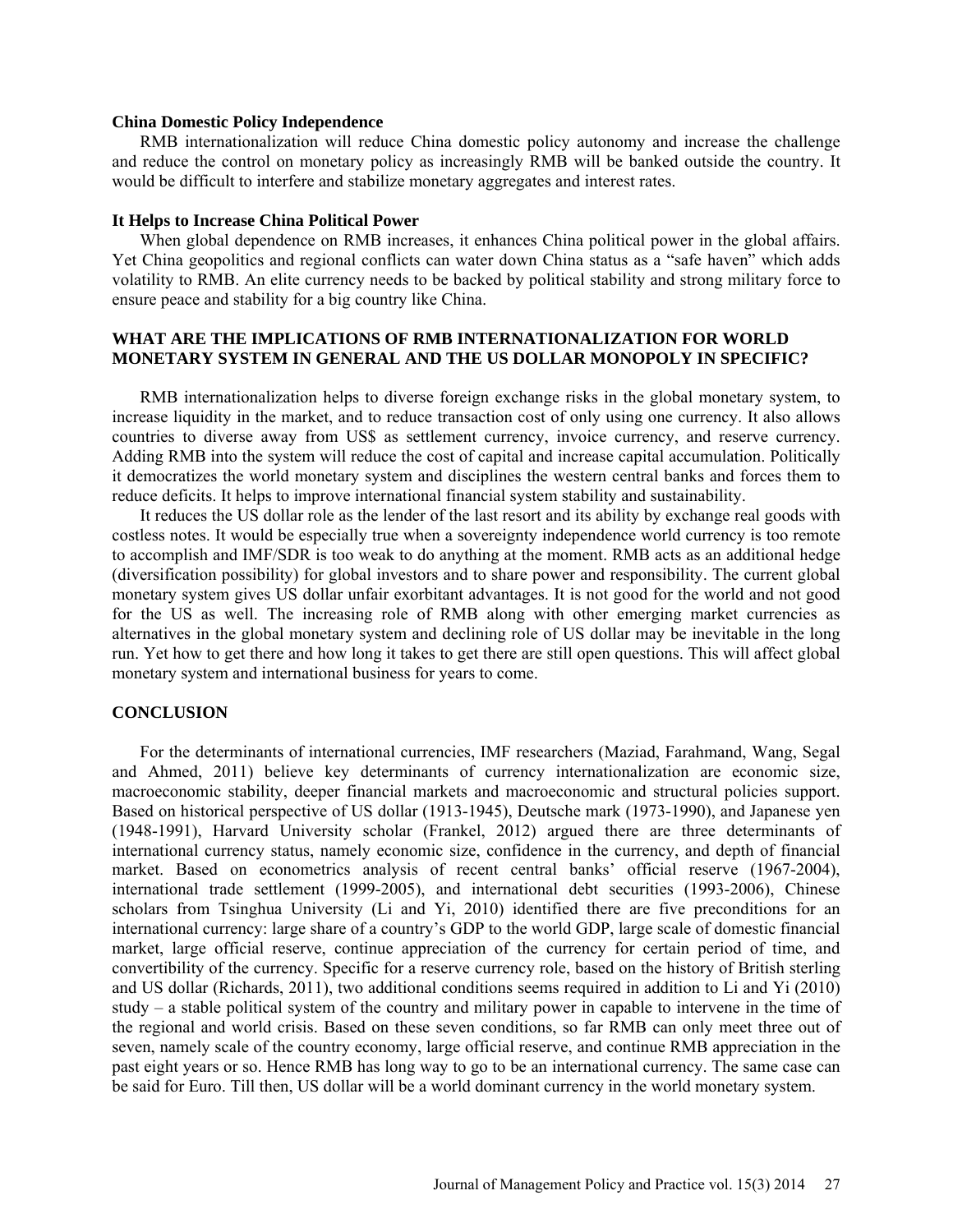### China Domestic Policy Independence

RMB internationalization will reduce China domestic policy autonomy and increase the challenge and reduce the control on monetary policy as increasingly RMB will be banked outside the country. It would be difficult to interfere and stabilize monetary aggregates and interest rates.

### It Helps to Increase China Political Power

When global dependence on RMB increases, it enhances China political power in the global affairs. Yet China geopolitics and regional conflicts can water down China status as a "safe haven" which adds volatility to RMB. An elite currency needs to be backed by political stability and strong military force to ensure peace and stability for a big country like China.

## WHAT ARE THE IMPLICATIONS OF RMB INTERNATIONALIZATION FOR WORLD MONETARY SYSTEM IN GENERAL AND THE US DOLLAR MONOPOLY IN SPECIFIC?

RMB internationalization helps to diverse foreign exchange risks in the global monetary system, to increase liquidity in the market, and to reduce transaction cost of only using one currency. It also allows countries to diverse away from US$ as settlement currency, invoice currency, and reserve currency. Adding RMB into the system will reduce the cost of capital and increase capital accumulation. Politically it democratizes the world monetary system and disciplines the western central banks and forces them to reduce deficits. It helps to improve international financial system stability and sustainability.

It reduces the US dollar role as the lender of the last resort and its ability by exchange real goods with costless notes. It would be especially true when a sovereignty independence world currency is too remote to accomplish and IMF/SDR is too weak to do anything at the moment. RMB acts as an additional hedge (diversification possibility) for global investors and to share power and responsibility. The current global monetary system gives US dollar unfair exorbitant advantages. It is not good for the world and not good for the US as well. The increasing role of RMB along with other emerging market currencies as alternatives in the global monetary system and declining role of US dollar may be inevitable in the long run. Yet how to get there and how long it takes to get there are still open questions. This will affect global monetary system and international business for years to come.

## CONCLUSION

For the determinants of international currencies, IMF researchers (Maziad, Farahmand, Wang, Segal and Ahmed, 2011) believe key determinants of currency internationalization are economic size, macroeconomic stability, deeper financial markets and macroeconomic and structural policies support. Based on historical perspective of US dollar (1913-1945), Deutsche mark (1973-1990), and Japanese yen (1948-1991), Harvard University scholar (Frankel, 2012) argued there are three determinants of international currency status, namely economic size, confidence in the currency, and depth of financial market. Based on econometrics analysis of recent central banks' official reserve (1967-2004), international trade settlement (1999-2005), and international debt securities (1993-2006), Chinese scholars from Tsinghua University (Li and Yi, 2010) identified there are five preconditions for an international currency: large share of a country's GDP to the world GDP, large scale of domestic financial market, large official reserve, continue appreciation of the currency for certain period of time, and convertibility of the currency. Specific for a reserve currency role, based on the history of British sterling and US dollar (Richards, 2011), two additional conditions seems required in addition to Li and Yi (2010) study – a stable political system of the country and military power in capable to intervene in the time of the regional and world crisis. Based on these seven conditions, so far RMB can only meet three out of seven, namely scale of the country economy, large official reserve, and continue RMB appreciation in the past eight years or so. Hence RMB has long way to go to be an international currency. The same case can be said for Euro. Till then, US dollar will be a world dominant currency in the world monetary system.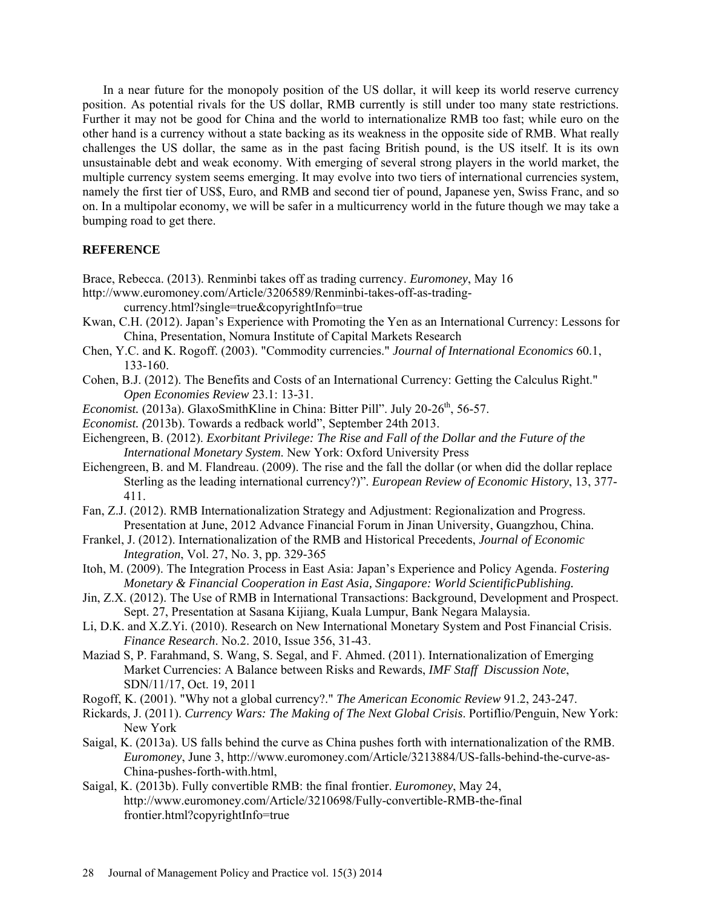In a near future for the monopoly position of the US dollar, it will keep its world reserve currency position. As potential rivals for the US dollar, RMB currently is still under too many state restrictions. Further it may not be good for China and the world to internationalize RMB too fast; while euro on the other hand is a currency without a state backing as its weakness in the opposite side of RMB. What really challenges the US dollar, the same as in the past facing British pound, is the US itself. It is its own unsustainable debt and weak economy. With emerging of several strong players in the world market, the multiple currency system seems emerging. It may evolve into two tiers of international currencies system, namely the first tier of US$, Euro, and RMB and second tier of pound, Japanese yen, Swiss Franc, and so on. In a multipolar economy, we will be safer in a multicurrency world in the future though we may take a bumping road to get there.

## REFERENCE

Brace, Rebecca. (2013). Renminbi takes off as trading currency. *Euromoney*, May 16 http://www.euromoney.com/Article/3206589/Renminbi-takes-off-as-trading-currency.html?single=true&copyrightInfo=true

Kwan, C.H. (2012). Japan's Experience with Promoting the Yen as an International Currency: Lessons for China, Presentation, Nomura Institute of Capital Markets Research

Chen, Y.C. and K. Rogoff. (2003). "Commodity currencies." *Journal of International Economics* 60.1, 133-160.

Cohen, B.J. (2012). The Benefits and Costs of an International Currency: Getting the Calculus Right." *Open Economies Review* 23.1: 13-31.

*Economist.* (2013a). GlaxoSmithKline in China: Bitter Pill". July 20-26th, 56-57.

*Economist. (*2013b). Towards a redback world", September 24th 2013.

Eichengreen, B. (2012). *Exorbitant Privilege: The Rise and Fall of the Dollar and the Future of the International Monetary System*. New York: Oxford University Press

Eichengreen, B. and M. Flandreau. (2009). The rise and the fall the dollar (or when did the dollar replace Sterling as the leading international currency?)". *European Review of Economic History*, 13, 377-411.

Fan, Z.J. (2012). RMB Internationalization Strategy and Adjustment: Regionalization and Progress. Presentation at June, 2012 Advance Financial Forum in Jinan University, Guangzhou, China.

Frankel, J. (2012). Internationalization of the RMB and Historical Precedents, *Journal of Economic Integration*, Vol. 27, No. 3, pp. 329-365

Itoh, M. (2009). The Integration Process in East Asia: Japan's Experience and Policy Agenda. *Fostering Monetary & Financial Cooperation in East Asia, Singapore: World ScientificPublishing.*

Jin, Z.X. (2012). The Use of RMB in International Transactions: Background, Development and Prospect. Sept. 27, Presentation at Sasana Kijiang, Kuala Lumpur, Bank Negara Malaysia.

Li, D.K. and X.Z.Yi. (2010). Research on New International Monetary System and Post Financial Crisis. *Finance Research*. No.2. 2010, Issue 356, 31-43.

Maziad S, P. Farahmand, S. Wang, S. Segal, and F. Ahmed. (2011). Internationalization of Emerging Market Currencies: A Balance between Risks and Rewards, *IMF Staff Discussion Note*, SDN/11/17, Oct. 19, 2011

Rogoff, K. (2001). "Why not a global currency?." *The American Economic Review* 91.2, 243-247.

Rickards, J. (2011). *Currency Wars: The Making of The Next Global Crisis*. Portiflio/Penguin, New York: New York

Saigal, K. (2013a). US falls behind the curve as China pushes forth with internationalization of the RMB. *Euromoney*, June 3, http://www.euromoney.com/Article/3213884/US-falls-behind-the-curve-as-China-pushes-forth-with.html,

Saigal, K. (2013b). Fully convertible RMB: the final frontier. *Euromoney*, May 24, http://www.euromoney.com/Article/3210698/Fully-convertible-RMB-the-final frontier.html?copyrightInfo=true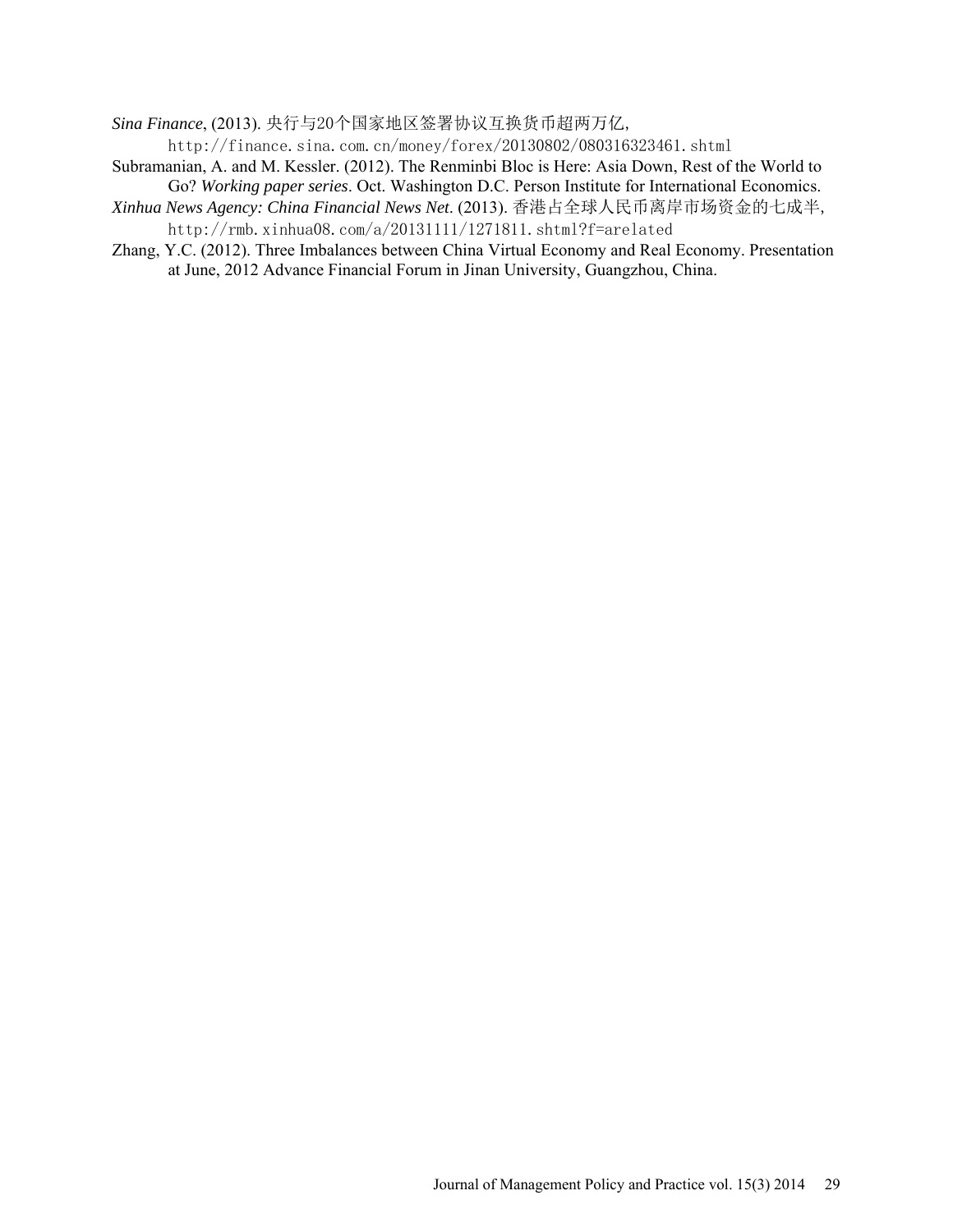*Sina Finance*, (2013). 央行与20个国家地区签署协议互换货币超两万亿, http://finance.sina.com.cn/money/forex/20130802/080316323461.shtml

Subramanian, A. and M. Kessler. (2012). The Renminbi Bloc is Here: Asia Down, Rest of the World to Go? *Working paper series*. Oct. Washington D.C. Person Institute for International Economics.

*Xinhua News Agency: China Financial News Net*. (2013). 香港占全球人民币离岸市场资金的七成半, http://rmb.xinhua08.com/a/20131111/1271811.shtml?f=arelated

Zhang, Y.C. (2012). Three Imbalances between China Virtual Economy and Real Economy. Presentation at June, 2012 Advance Financial Forum in Jinan University, Guangzhou, China.